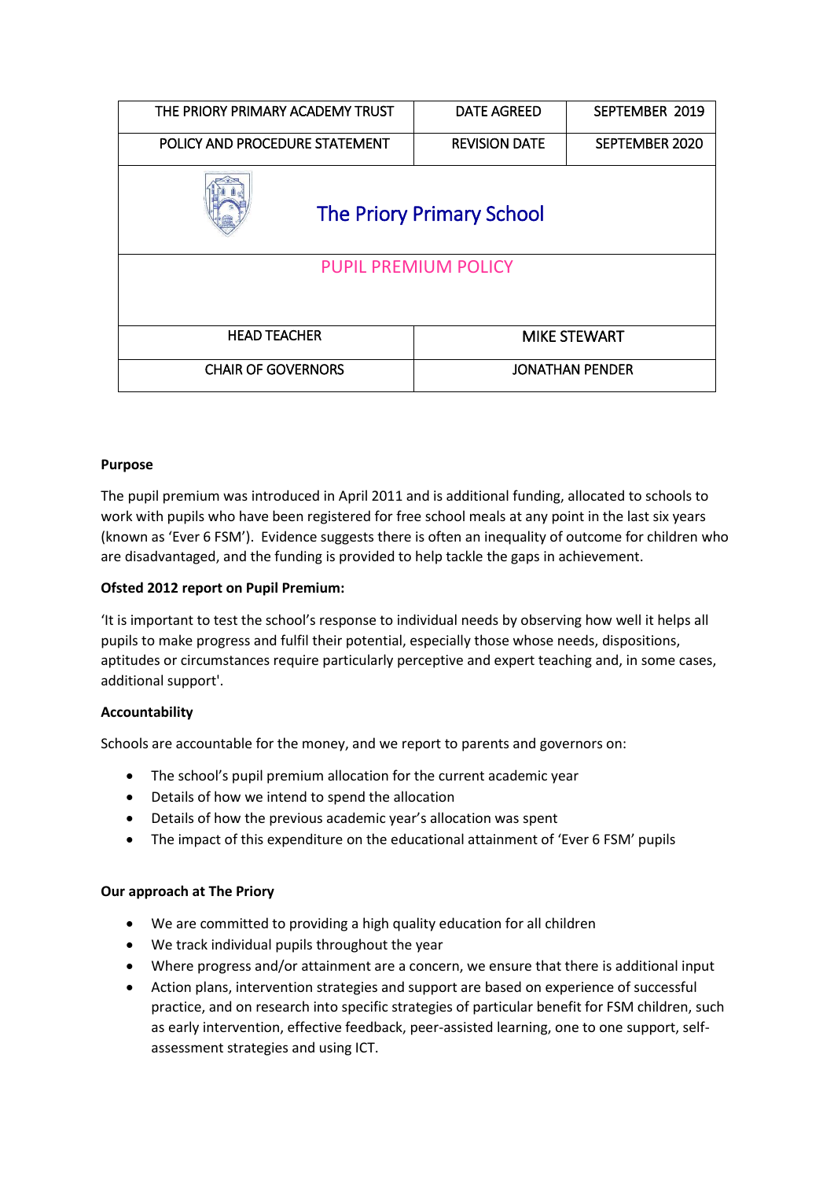| | | |
|---|---|---|
| THE PRIORY PRIMARY ACADEMY TRUST | DATE AGREED | SEPTEMBER 2019 |
| POLICY AND PROCEDURE STATEMENT | REVISION DATE | SEPTEMBER 2020 |
| The Priory Primary School | | |
| PUPIL PREMIUM POLICY | | |
| HEAD TEACHER | MIKE STEWART | |
| CHAIR OF GOVERNORS | JONATHAN PENDER | |

**Purpose**

The pupil premium was introduced in April 2011 and is additional funding, allocated to schools to work with pupils who have been registered for free school meals at any point in the last six years (known as 'Ever 6 FSM'). Evidence suggests there is often an inequality of outcome for children who are disadvantaged, and the funding is provided to help tackle the gaps in achievement.

**Ofsted 2012 report on Pupil Premium:**

'It is important to test the school's response to individual needs by observing how well it helps all pupils to make progress and fulfil their potential, especially those whose needs, dispositions, aptitudes or circumstances require particularly perceptive and expert teaching and, in some cases, additional support'.

**Accountability**

Schools are accountable for the money, and we report to parents and governors on:

- The school's pupil premium allocation for the current academic year
- Details of how we intend to spend the allocation
- Details of how the previous academic year's allocation was spent
- The impact of this expenditure on the educational attainment of 'Ever 6 FSM' pupils

**Our approach at The Priory**

- We are committed to providing a high quality education for all children
- We track individual pupils throughout the year
- Where progress and/or attainment are a concern, we ensure that there is additional input
- Action plans, intervention strategies and support are based on experience of successful practice, and on research into specific strategies of particular benefit for FSM children, such as early intervention, effective feedback, peer-assisted learning, one to one support, self-assessment strategies and using ICT.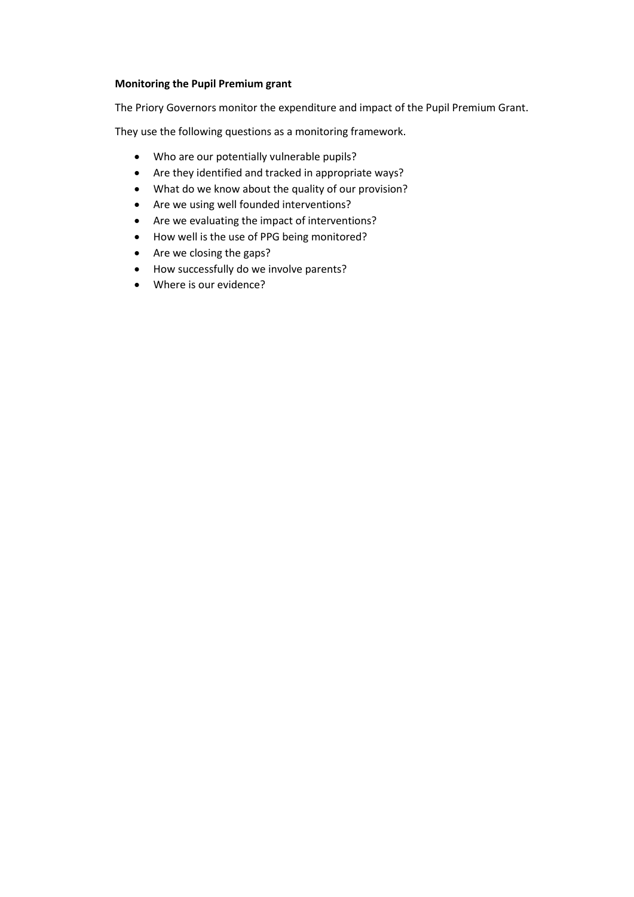**Monitoring the Pupil Premium grant**

The Priory Governors monitor the expenditure and impact of the Pupil Premium Grant.

They use the following questions as a monitoring framework.

- Who are our potentially vulnerable pupils?
- Are they identified and tracked in appropriate ways?
- What do we know about the quality of our provision?
- Are we using well founded interventions?
- Are we evaluating the impact of interventions?
- How well is the use of PPG being monitored?
- Are we closing the gaps?
- How successfully do we involve parents?
- Where is our evidence?